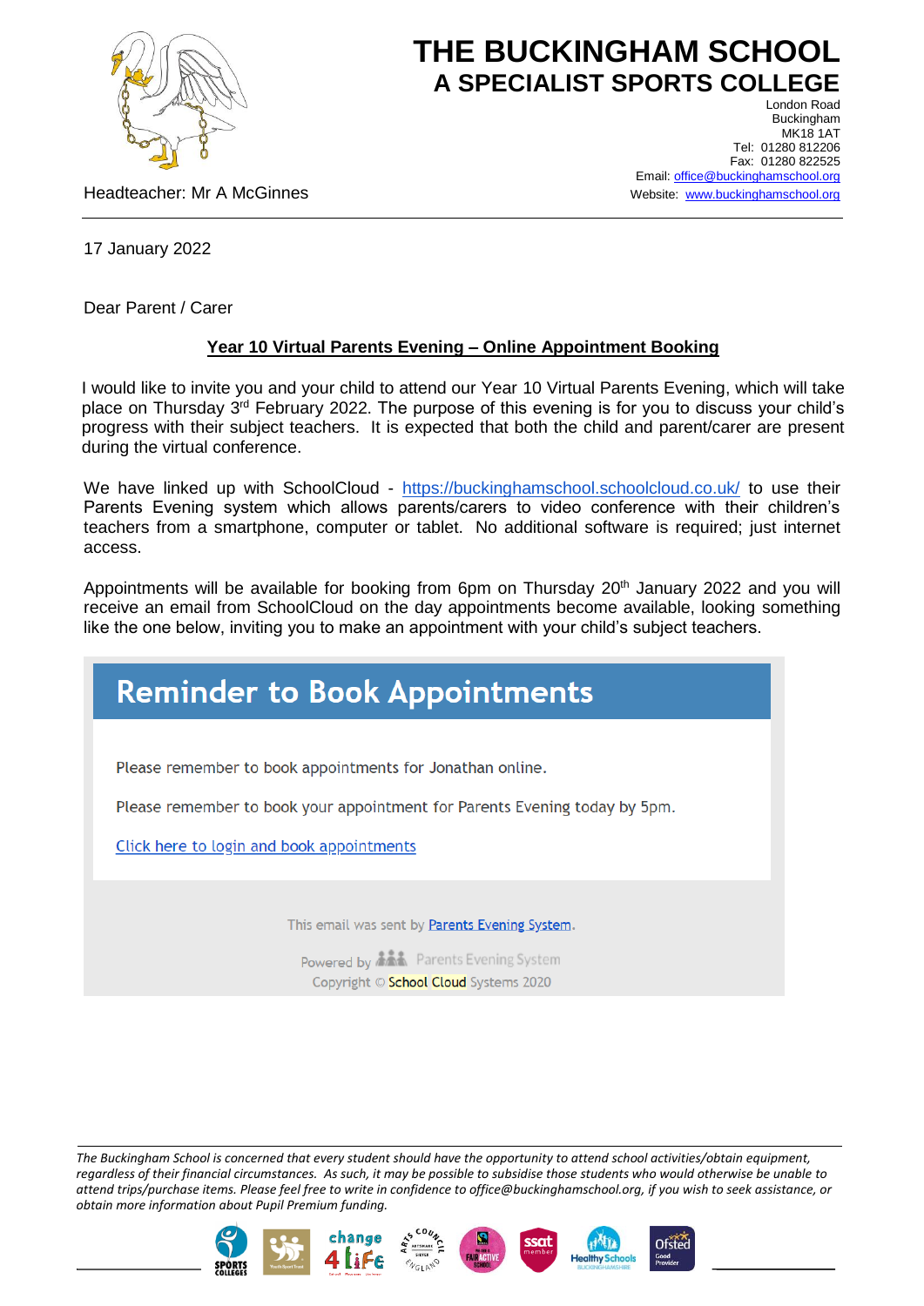# THE BUCKINGHAM SCHOOL
## A SPECIALIST SPORTS COLLEGE

London Road
Buckingham
MK18 1AT
Tel: 01280 812206
Fax: 01280 822525
Email: office@buckinghamschool.org
Website: www.buckinghamschool.org

Headteacher: Mr A McGinnes

17 January 2022

Dear Parent / Carer

**Year 10 Virtual Parents Evening – Online Appointment Booking**

I would like to invite you and your child to attend our Year 10 Virtual Parents Evening, which will take place on Thursday 3rd February 2022. The purpose of this evening is for you to discuss your child's progress with their subject teachers. It is expected that both the child and parent/carer are present during the virtual conference.

We have linked up with SchoolCloud - https://buckinghamschool.schoolcloud.co.uk/ to use their Parents Evening system which allows parents/carers to video conference with their children's teachers from a smartphone, computer or tablet. No additional software is required; just internet access.

Appointments will be available for booking from 6pm on Thursday 20th January 2022 and you will receive an email from SchoolCloud on the day appointments become available, looking something like the one below, inviting you to make an appointment with your child's subject teachers.

> **Reminder to Book Appointments**
>
> Please remember to book appointments for Jonathan online.
>
> Please remember to book your appointment for Parents Evening today by 5pm.
>
> Click here to login and book appointments
>
> This email was sent by Parents Evening System.
>
> Powered by Parents Evening System
> Copyright © School Cloud Systems 2020

*The Buckingham School is concerned that every student should have the opportunity to attend school activities/obtain equipment, regardless of their financial circumstances. As such, it may be possible to subsidise those students who would otherwise be unable to attend trips/purchase items. Please feel free to write in confidence to office@buckinghamschool.org, if you wish to seek assistance, or obtain more information about Pupil Premium funding.*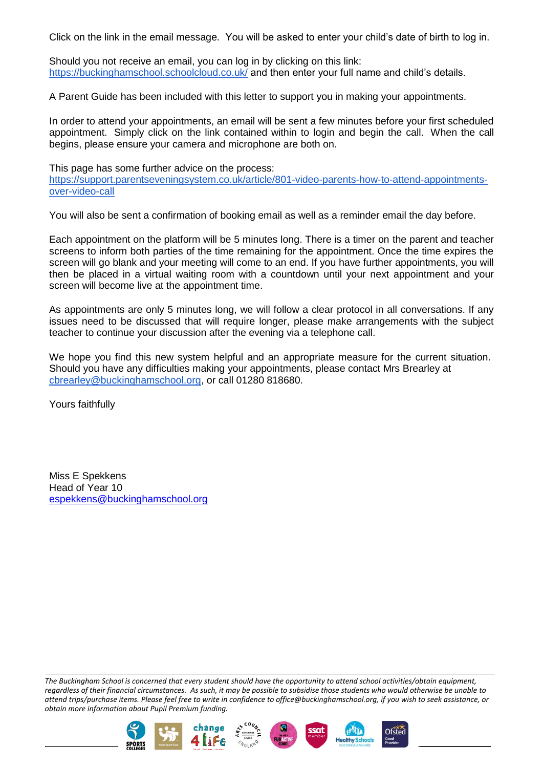Click on the link in the email message. You will be asked to enter your child's date of birth to log in.

Should you not receive an email, you can log in by clicking on this link: https://buckinghamschool.schoolcloud.co.uk/ and then enter your full name and child's details.

A Parent Guide has been included with this letter to support you in making your appointments.

In order to attend your appointments, an email will be sent a few minutes before your first scheduled appointment. Simply click on the link contained within to login and begin the call. When the call begins, please ensure your camera and microphone are both on.

This page has some further advice on the process: https://support.parentseveningsystem.co.uk/article/801-video-parents-how-to-attend-appointments-over-video-call

You will also be sent a confirmation of booking email as well as a reminder email the day before.

Each appointment on the platform will be 5 minutes long. There is a timer on the parent and teacher screens to inform both parties of the time remaining for the appointment. Once the time expires the screen will go blank and your meeting will come to an end. If you have further appointments, you will then be placed in a virtual waiting room with a countdown until your next appointment and your screen will become live at the appointment time.

As appointments are only 5 minutes long, we will follow a clear protocol in all conversations. If any issues need to be discussed that will require longer, please make arrangements with the subject teacher to continue your discussion after the evening via a telephone call.

We hope you find this new system helpful and an appropriate measure for the current situation. Should you have any difficulties making your appointments, please contact Mrs Brearley at cbrearley@buckinghamschool.org, or call 01280 818680.

Yours faithfully

Miss E Spekkens
Head of Year 10
espekkens@buckinghamschool.org

*The Buckingham School is concerned that every student should have the opportunity to attend school activities/obtain equipment, regardless of their financial circumstances. As such, it may be possible to subsidise those students who would otherwise be unable to attend trips/purchase items. Please feel free to write in confidence to office@buckinghamschool.org, if you wish to seek assistance, or obtain more information about Pupil Premium funding.*